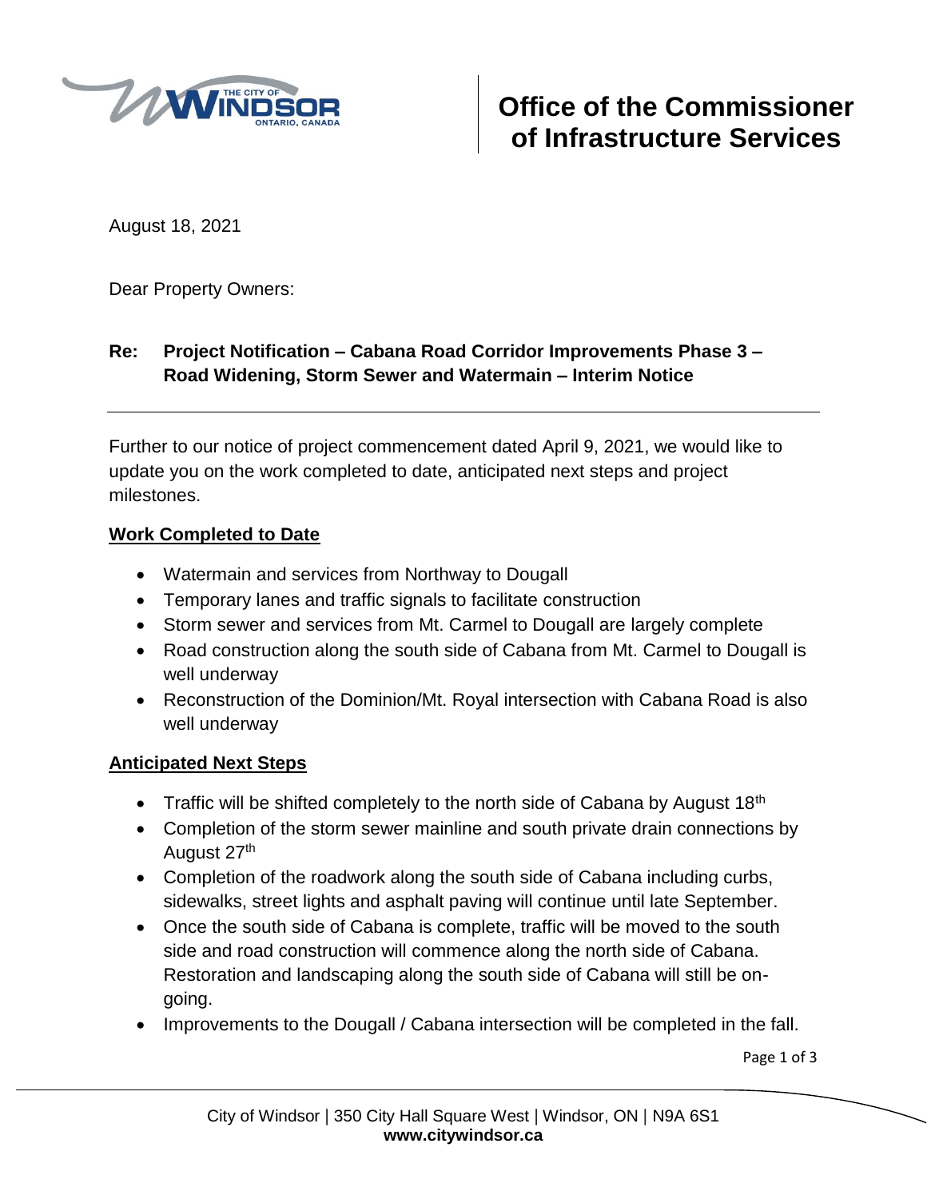# Office of the Commissioner of Infrastructure Services

August 18, 2021

Dear Property Owners:

**Re: Project Notification – Cabana Road Corridor Improvements Phase 3 – Road Widening, Storm Sewer and Watermain – Interim Notice**

---

Further to our notice of project commencement dated April 9, 2021, we would like to update you on the work completed to date, anticipated next steps and project milestones.

## Work Completed to Date

- Watermain and services from Northway to Dougall
- Temporary lanes and traffic signals to facilitate construction
- Storm sewer and services from Mt. Carmel to Dougall are largely complete
- Road construction along the south side of Cabana from Mt. Carmel to Dougall is well underway
- Reconstruction of the Dominion/Mt. Royal intersection with Cabana Road is also well underway

## Anticipated Next Steps

- Traffic will be shifted completely to the north side of Cabana by August 18th
- Completion of the storm sewer mainline and south private drain connections by August 27th
- Completion of the roadwork along the south side of Cabana including curbs, sidewalks, street lights and asphalt paving will continue until late September.
- Once the south side of Cabana is complete, traffic will be moved to the south side and road construction will commence along the north side of Cabana. Restoration and landscaping along the south side of Cabana will still be on-going.
- Improvements to the Dougall / Cabana intersection will be completed in the fall.

City of Windsor | 350 City Hall Square West | Windsor, ON | N9A 6S1
**www.citywindsor.ca**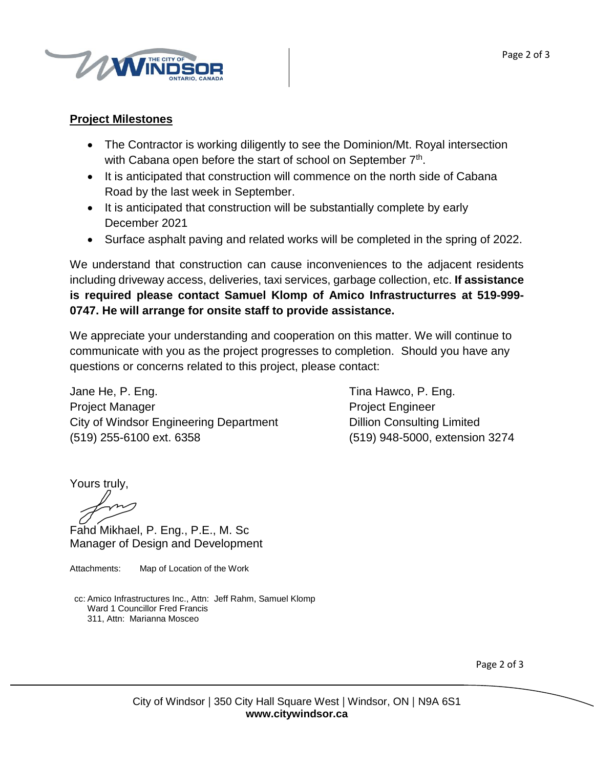## Project Milestones

- The Contractor is working diligently to see the Dominion/Mt. Royal intersection with Cabana open before the start of school on September 7th.
- It is anticipated that construction will commence on the north side of Cabana Road by the last week in September.
- It is anticipated that construction will be substantially complete by early December 2021
- Surface asphalt paving and related works will be completed in the spring of 2022.

We understand that construction can cause inconveniences to the adjacent residents including driveway access, deliveries, taxi services, garbage collection, etc. **If assistance is required please contact Samuel Klomp of Amico Infrastructurres at 519-999-0747. He will arrange for onsite staff to provide assistance.**

We appreciate your understanding and cooperation on this matter. We will continue to communicate with you as the project progresses to completion. Should you have any questions or concerns related to this project, please contact:

Jane He, P. Eng.
Project Manager
City of Windsor Engineering Department
(519) 255-6100 ext. 6358

Tina Hawco, P. Eng.
Project Engineer
Dillion Consulting Limited
(519) 948-5000, extension 3274

Yours truly,

Fahd Mikhael, P. Eng., P.E., M. Sc
Manager of Design and Development

Attachments: Map of Location of the Work

cc: Amico Infrastructures Inc., Attn: Jeff Rahm, Samuel Klomp
Ward 1 Councillor Fred Francis
311, Attn: Marianna Mosceo

City of Windsor | 350 City Hall Square West | Windsor, ON | N9A 6S1
**www.citywindsor.ca**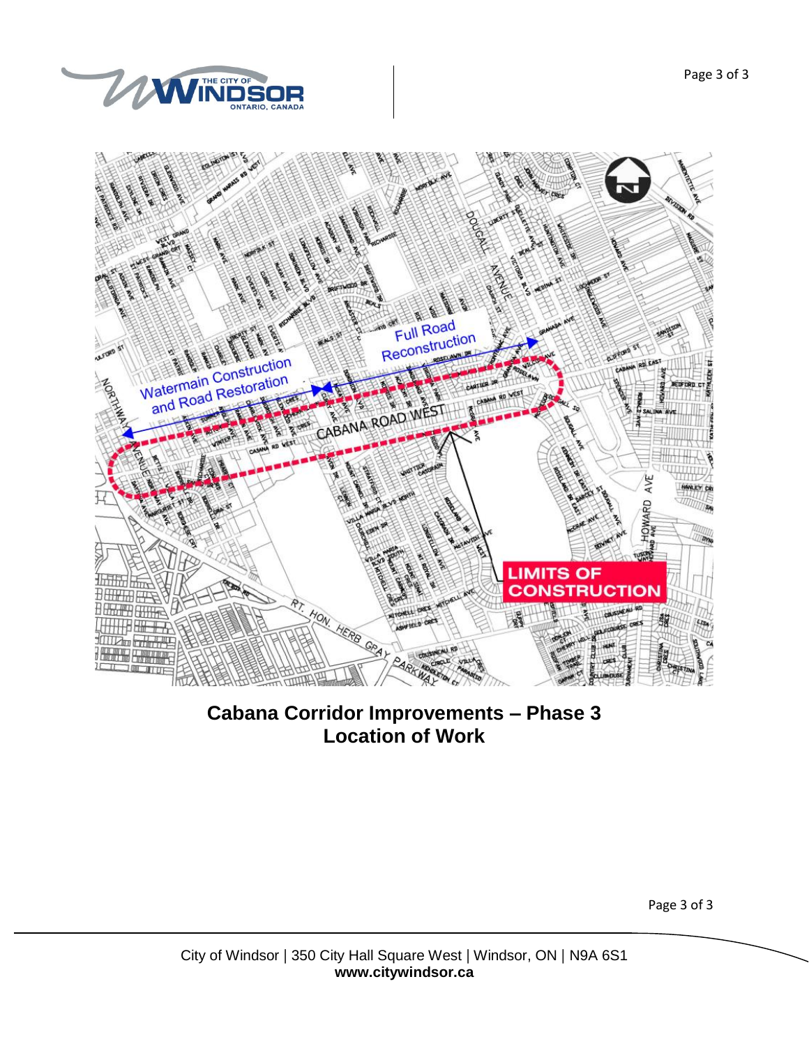Full Road Reconstruction

Watermain Construction and Road Restoration

CABANA ROAD WEST

LIMITS OF CONSTRUCTION

**Cabana Corridor Improvements – Phase 3**
**Location of Work**

City of Windsor | 350 City Hall Square West | Windsor, ON | N9A 6S1
**www.citywindsor.ca**